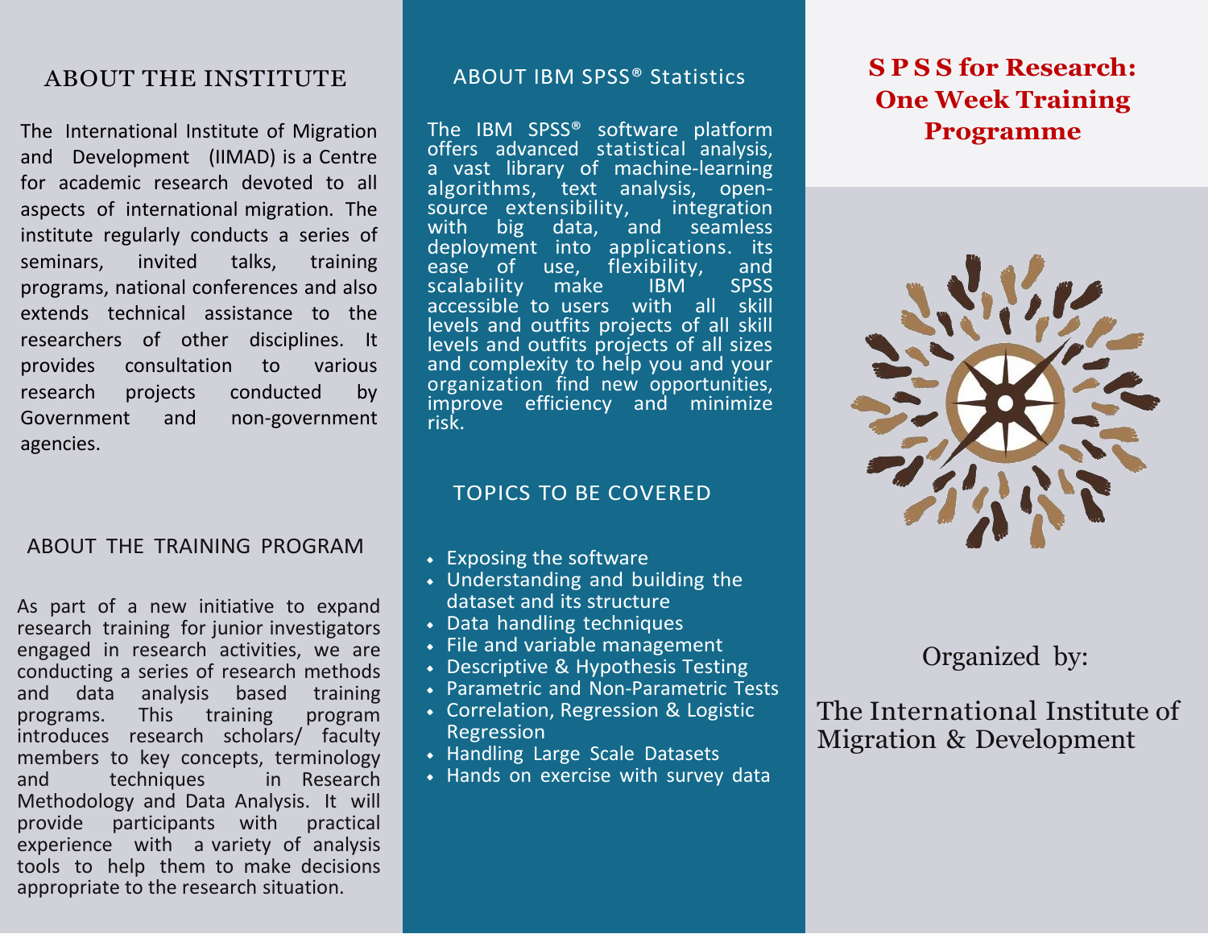## ABOUT THE INSTITUTE

The International Institute of Migration and Development (IIMAD) is a Centre for academic research devoted to all aspects of international migration. The institute regularly conducts a series of seminars, invited talks, training programs, national conferences and also extends technical assistance to the researchers of other disciplines. It provides consultation to various research projects conducted by Government and non-government agencies.

## ABOUT THE TRAINING PROGRAM

As part of a new initiative to expand research training for junior investigators engaged in research activities, we are conducting a series of research methods and data analysis based training programs. This training program introduces research scholars/ faculty members to key concepts, terminology and techniques in Research Methodology and Data Analysis. It will provide participants with practical experience with a variety of analysis tools to help them to make decisions appropriate to the research situation.

## ABOUT IBM SPSS® Statistics

The IBM SPSS® software platform offers advanced statistical analysis, a vast library of machine-learning algorithms, text analysis, open-source extensibility, integration with big data, and seamless deployment into applications. its ease of use, flexibility, and scalability make IBM SPSS accessible to users with all skill levels and outfits projects of all skill levels and outfits projects of all sizes and complexity to help you and your organization find new opportunities, improve efficiency and minimize risk.

## TOPICS TO BE COVERED

- Exposing the software
- Understanding and building the dataset and its structure
- Data handling techniques
- File and variable management
- Descriptive & Hypothesis Testing
- Parametric and Non-Parametric Tests
- Correlation, Regression & Logistic Regression
- Handling Large Scale Datasets
- Hands on exercise with survey data

# S P S S for Research: One Week Training Programme

Organized by:

The International Institute of Migration & Development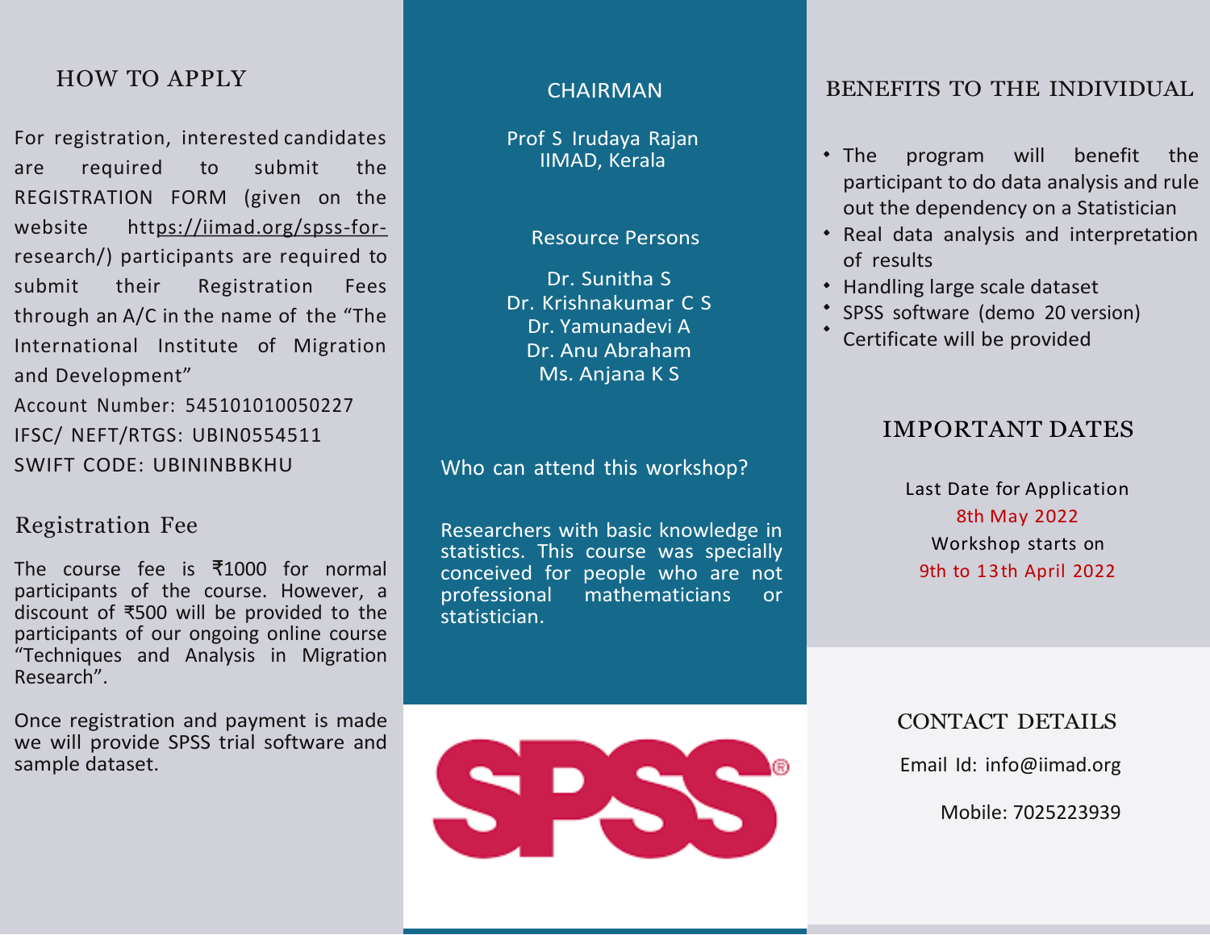## HOW TO APPLY

For registration, interested candidates are required to submit the REGISTRATION FORM (given on the website https://iimad.org/spss-for-research/) participants are required to submit their Registration Fees through an A/C in the name of the "The International Institute of Migration and Development"

Account Number: 545101010050227

IFSC/ NEFT/RTGS: UBIN0554511

SWIFT CODE: UBININBBKHU

## Registration Fee

The course fee is ₹1000 for normal participants of the course. However, a discount of ₹500 will be provided to the participants of our ongoing online course "Techniques and Analysis in Migration Research".

Once registration and payment is made we will provide SPSS trial software and sample dataset.

## CHAIRMAN

Prof S Irudaya Rajan
IIMAD, Kerala

## Resource Persons

Dr. Sunitha S
Dr. Krishnakumar C S
Dr. Yamunadevi A
Dr. Anu Abraham
Ms. Anjana K S

## Who can attend this workshop?

Researchers with basic knowledge in statistics. This course was specially conceived for people who are not professional mathematicians or statistician.

SPSS®

## BENEFITS TO THE INDIVIDUAL

- The program will benefit the participant to do data analysis and rule out the dependency on a Statistician
- Real data analysis and interpretation of results
- Handling large scale dataset
- SPSS software (demo 20 version)
- Certificate will be provided

## IMPORTANT DATES

Last Date for Application
8th May 2022
Workshop starts on
9th to 13th April 2022

## CONTACT DETAILS

Email Id: info@iimad.org

Mobile: 7025223939